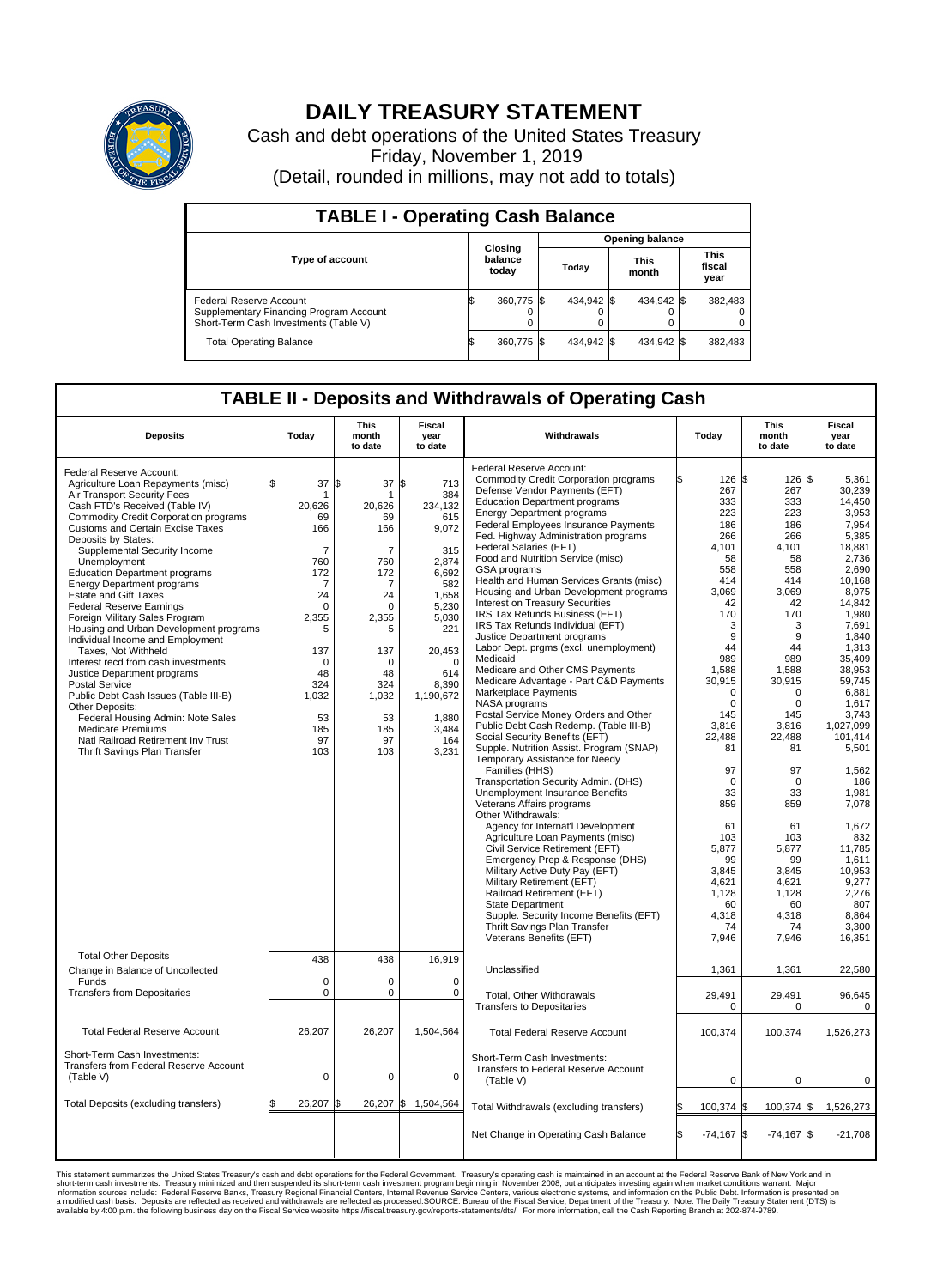# DAILY TREASURY STATEMENT

Cash and debt operations of the United States Treasury

Friday, November 1, 2019

(Detail, rounded in millions, may not add to totals)

## TABLE I - Operating Cash Balance

| Type of account | Closing balance today | Opening balance Today | Opening balance This month | Opening balance This fiscal year |
|---|---|---|---|---|
| Federal Reserve Account | $ 360,775 | $ 434,942 | $ 434,942 | $ 382,483 |
| Supplementary Financing Program Account | 0 | 0 | 0 | 0 |
| Short-Term Cash Investments (Table V) | 0 | 0 | 0 | 0 |
| Total Operating Balance | $ 360,775 | $ 434,942 | $ 434,942 | $ 382,483 |

## TABLE II - Deposits and Withdrawals of Operating Cash

| Deposits | Today | This month to date | Fiscal year to date |
|---|---|---|---|
| Federal Reserve Account: | | | |
| Agriculture Loan Repayments (misc) | $ 37 | $ 37 | $ 713 |
| Air Transport Security Fees | 1 | 1 | 384 |
| Cash FTD's Received (Table IV) | 20,626 | 20,626 | 234,132 |
| Commodity Credit Corporation programs | 69 | 69 | 615 |
| Customs and Certain Excise Taxes | 166 | 166 | 9,072 |
| Deposits by States: | | | |
| Supplemental Security Income | 7 | 7 | 315 |
| Unemployment | 760 | 760 | 2,874 |
| Education Department programs | 172 | 172 | 6,692 |
| Energy Department programs | 7 | 7 | 582 |
| Estate and Gift Taxes | 24 | 24 | 1,658 |
| Federal Reserve Earnings | 0 | 0 | 5,230 |
| Foreign Military Sales Program | 2,355 | 2,355 | 5,030 |
| Housing and Urban Development programs | 5 | 5 | 221 |
| Individual Income and Employment Taxes, Not Withheld | 137 | 137 | 20,453 |
| Interest recd from cash investments | 0 | 0 | 0 |
| Justice Department programs | 48 | 48 | 614 |
| Postal Service | 324 | 324 | 8,390 |
| Public Debt Cash Issues (Table III-B) | 1,032 | 1,032 | 1,190,672 |
| Other Deposits: | | | |
| Federal Housing Admin: Note Sales | 53 | 53 | 1,880 |
| Medicare Premiums | 185 | 185 | 3,484 |
| Natl Railroad Retirement Inv Trust | 97 | 97 | 164 |
| Thrift Savings Plan Transfer | 103 | 103 | 3,231 |
| Total Other Deposits | 438 | 438 | 16,919 |
| Change in Balance of Uncollected Funds | 0 | 0 | 0 |
| Transfers from Depositaries | 0 | 0 | 0 |
| Total Federal Reserve Account | 26,207 | 26,207 | 1,504,564 |
| Short-Term Cash Investments: Transfers from Federal Reserve Account (Table V) | 0 | 0 | 0 |
| Total Deposits (excluding transfers) | $ 26,207 | $ 26,207 | $ 1,504,564 |

| Withdrawals | Today | This month to date | Fiscal year to date |
|---|---|---|---|
| Federal Reserve Account: | | | |
| Commodity Credit Corporation programs | $ 126 | $ 126 | $ 5,361 |
| Defense Vendor Payments (EFT) | 267 | 267 | 30,239 |
| Education Department programs | 333 | 333 | 14,450 |
| Energy Department programs | 223 | 223 | 3,953 |
| Federal Employees Insurance Payments | 186 | 186 | 7,954 |
| Fed. Highway Administration programs | 266 | 266 | 5,385 |
| Federal Salaries (EFT) | 4,101 | 4,101 | 18,881 |
| Food and Nutrition Service (misc) | 58 | 58 | 2,736 |
| GSA programs | 558 | 558 | 2,690 |
| Health and Human Services Grants (misc) | 414 | 414 | 10,168 |
| Housing and Urban Development programs | 3,069 | 3,069 | 8,975 |
| Interest on Treasury Securities | 42 | 42 | 14,842 |
| IRS Tax Refunds Business (EFT) | 170 | 170 | 1,980 |
| IRS Tax Refunds Individual (EFT) | 3 | 3 | 7,691 |
| Justice Department programs | 9 | 9 | 1,840 |
| Labor Dept. prgms (excl. unemployment) | 44 | 44 | 1,313 |
| Medicaid | 989 | 989 | 35,409 |
| Medicare and Other CMS Payments | 1,588 | 1,588 | 38,953 |
| Medicare Advantage - Part C&D Payments | 30,915 | 30,915 | 59,745 |
| Marketplace Payments | 0 | 0 | 6,881 |
| NASA programs | 0 | 0 | 1,617 |
| Postal Service Money Orders and Other | 145 | 145 | 3,743 |
| Public Debt Cash Redemp. (Table III-B) | 3,816 | 3,816 | 1,027,099 |
| Social Security Benefits (EFT) | 22,488 | 22,488 | 101,414 |
| Supple. Nutrition Assist. Program (SNAP) | 81 | 81 | 5,501 |
| Temporary Assistance for Needy Families (HHS) | 97 | 97 | 1,562 |
| Transportation Security Admin. (DHS) | 0 | 0 | 186 |
| Unemployment Insurance Benefits | 33 | 33 | 1,981 |
| Veterans Affairs programs | 859 | 859 | 7,078 |
| Other Withdrawals: | | | |
| Agency for Internat'l Development | 61 | 61 | 1,672 |
| Agriculture Loan Payments (misc) | 103 | 103 | 832 |
| Civil Service Retirement (EFT) | 5,877 | 5,877 | 11,785 |
| Emergency Prep & Response (DHS) | 99 | 99 | 1,611 |
| Military Active Duty Pay (EFT) | 3,845 | 3,845 | 10,953 |
| Military Retirement (EFT) | 4,621 | 4,621 | 9,277 |
| Railroad Retirement (EFT) | 1,128 | 1,128 | 2,276 |
| State Department | 60 | 60 | 807 |
| Supple. Security Income Benefits (EFT) | 4,318 | 4,318 | 8,864 |
| Thrift Savings Plan Transfer | 74 | 74 | 3,300 |
| Veterans Benefits (EFT) | 7,946 | 7,946 | 16,351 |
| Unclassified | 1,361 | 1,361 | 22,580 |
| Total, Other Withdrawals | 29,491 | 29,491 | 96,645 |
| Transfers to Depositaries | 0 | 0 | 0 |
| Total Federal Reserve Account | 100,374 | 100,374 | 1,526,273 |
| Short-Term Cash Investments: Transfers to Federal Reserve Account (Table V) | 0 | 0 | 0 |
| Total Withdrawals (excluding transfers) | $ 100,374 | $ 100,374 | $ 1,526,273 |
| Net Change in Operating Cash Balance | $ -74,167 | $ -74,167 | $ -21,708 |

This statement summarizes the United States Treasury's cash and debt operations for the Federal Government. Treasury's operating cash is maintained in an account at the Federal Reserve Bank of New York and in short-term cash investments. Treasury minimized and then suspended its short-term cash investment program beginning in November 2008, but anticipates investing again when market conditions warrant. Major information sources include: Federal Reserve Banks, Treasury Regional Financial Centers, Internal Revenue Service Centers, various electronic systems, and information on the Public Debt. Information is presented on a modified cash basis. Deposits are reflected as received and withdrawals are reflected as processed.SOURCE: Bureau of the Fiscal Service, Department of the Treasury. Note: The Daily Treasury Statement (DTS) is available by 4:00 p.m. the following business day on the Fiscal Service website https://fiscal.treasury.gov/reports-statements/dts/. For more information, call the Cash Reporting Branch at 202-874-9789.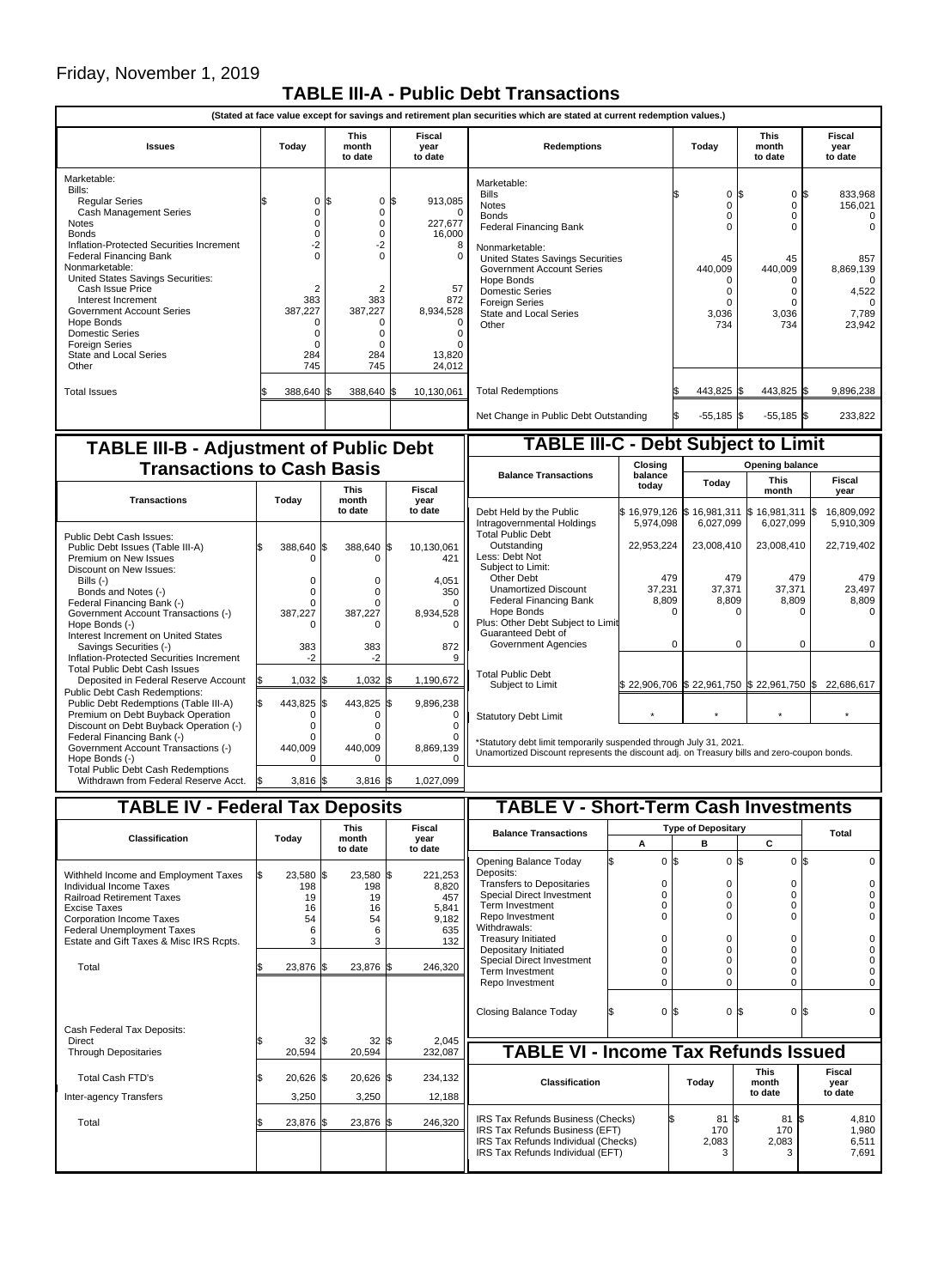Friday, November 1, 2019

# TABLE III-A - Public Debt Transactions

(Stated at face value except for savings and retirement plan securities which are stated at current redemption values.)

| Issues | Today | This month to date | Fiscal year to date |
|---|---|---|---|
| Marketable: | | | |
| Bills: | | | |
| Regular Series | $ 0 | $ 0 | $ 913,085 |
| Cash Management Series | 0 | 0 | 0 |
| Notes | 0 | 0 | 227,677 |
| Bonds | 0 | 0 | 16,000 |
| Inflation-Protected Securities Increment | -2 | -2 | 8 |
| Federal Financing Bank | 0 | 0 | 0 |
| Nonmarketable: | | | |
| United States Savings Securities: | | | |
| Cash Issue Price | 2 | 2 | 57 |
| Interest Increment | 383 | 383 | 872 |
| Government Account Series | 387,227 | 387,227 | 8,934,528 |
| Hope Bonds | 0 | 0 | 0 |
| Domestic Series | 0 | 0 | 0 |
| Foreign Series | 0 | 0 | 0 |
| State and Local Series | 284 | 284 | 13,820 |
| Other | 745 | 745 | 24,012 |
| Total Issues | $ 388,640 | $ 388,640 | $ 10,130,061 |

| Redemptions | Today | This month to date | Fiscal year to date |
|---|---|---|---|
| Marketable: | | | |
| Bills | $ 0 | $ 0 | $ 833,968 |
| Notes | 0 | 0 | 156,021 |
| Bonds | 0 | 0 | 0 |
| Federal Financing Bank | 0 | 0 | 0 |
| Nonmarketable: | | | |
| United States Savings Securities | 45 | 45 | 857 |
| Government Account Series | 440,009 | 440,009 | 8,869,139 |
| Hope Bonds | 0 | 0 | 0 |
| Domestic Series | 0 | 0 | 4,522 |
| Foreign Series | 0 | 0 | 0 |
| State and Local Series | 3,036 | 3,036 | 7,789 |
| Other | 734 | 734 | 23,942 |
| Total Redemptions | $ 443,825 | $ 443,825 | $ 9,896,238 |
| Net Change in Public Debt Outstanding | $ -55,185 | $ -55,185 | $ 233,822 |

# TABLE III-B - Adjustment of Public Debt Transactions to Cash Basis

| Transactions | Today | This month to date | Fiscal year to date |
|---|---|---|---|
| Public Debt Cash Issues: | | | |
| Public Debt Issues (Table III-A) | $ 388,640 | $ 388,640 | $ 10,130,061 |
| Premium on New Issues | 0 | 0 | 421 |
| Discount on New Issues: | | | |
| Bills (-) | 0 | 0 | 4,051 |
| Bonds and Notes (-) | 0 | 0 | 350 |
| Federal Financing Bank (-) | 0 | 0 | 0 |
| Government Account Transactions (-) | 387,227 | 387,227 | 8,934,528 |
| Hope Bonds (-) | 0 | 0 | 0 |
| Interest Increment on United States Savings Securities (-) | 383 | 383 | 872 |
| Inflation-Protected Securities Increment | -2 | -2 | 9 |
| Total Public Debt Cash Issues Deposited in Federal Reserve Account | $ 1,032 | $ 1,032 | $ 1,190,672 |
| Public Debt Cash Redemptions: | | | |
| Public Debt Redemptions (Table III-A) | $ 443,825 | $ 443,825 | $ 9,896,238 |
| Premium on Debt Buyback Operation | 0 | 0 | 0 |
| Discount on Debt Buyback Operation (-) | 0 | 0 | 0 |
| Federal Financing Bank (-) | 0 | 0 | 0 |
| Government Account Transactions (-) | 440,009 | 440,009 | 8,869,139 |
| Hope Bonds (-) | 0 | 0 | 0 |
| Total Public Debt Cash Redemptions Withdrawn from Federal Reserve Acct. | $ 3,816 | $ 3,816 | $ 1,027,099 |

# TABLE III-C - Debt Subject to Limit

| Balance Transactions | Closing balance today | Opening balance Today | Opening balance This month | Opening balance Fiscal year |
|---|---|---|---|---|
| Debt Held by the Public | $ 16,979,126 | $ 16,981,311 | $ 16,981,311 | $ 16,809,092 |
| Intragovernmental Holdings | 5,974,098 | 6,027,099 | 6,027,099 | 5,910,309 |
| Total Public Debt Outstanding | 22,953,224 | 23,008,410 | 23,008,410 | 22,719,402 |
| Less: Debt Not Subject to Limit: | | | | |
| Other Debt | 479 | 479 | 479 | 479 |
| Unamortized Discount | 37,231 | 37,371 | 37,371 | 23,497 |
| Federal Financing Bank | 8,809 | 8,809 | 8,809 | 8,809 |
| Hope Bonds | 0 | 0 | 0 | 0 |
| Plus: Other Debt Subject to Limit | | | | |
| Guaranteed Debt of Government Agencies | 0 | 0 | 0 | 0 |
| Total Public Debt Subject to Limit | $ 22,906,706 | $ 22,961,750 | $ 22,961,750 | $ 22,686,617 |
| Statutory Debt Limit | * | * | * | * |

*Statutory debt limit temporarily suspended through July 31, 2021.
Unamortized Discount represents the discount adj. on Treasury bills and zero-coupon bonds.

# TABLE IV - Federal Tax Deposits

| Classification | Today | This month to date | Fiscal year to date |
|---|---|---|---|
| Withheld Income and Employment Taxes | $ 23,580 | $ 23,580 | $ 221,253 |
| Individual Income Taxes | 198 | 198 | 8,820 |
| Railroad Retirement Taxes | 19 | 19 | 457 |
| Excise Taxes | 16 | 16 | 5,841 |
| Corporation Income Taxes | 54 | 54 | 9,182 |
| Federal Unemployment Taxes | 6 | 6 | 635 |
| Estate and Gift Taxes & Misc IRS Rcpts. | 3 | 3 | 132 |
| Total | $ 23,876 | $ 23,876 | $ 246,320 |
| Cash Federal Tax Deposits: | | | |
| Direct | $ 32 | $ 32 | $ 2,045 |
| Through Depositaries | 20,594 | 20,594 | 232,087 |
| Total Cash FTD's | $ 20,626 | $ 20,626 | $ 234,132 |
| Inter-agency Transfers | 3,250 | 3,250 | 12,188 |
| Total | $ 23,876 | $ 23,876 | $ 246,320 |

# TABLE V - Short-Term Cash Investments

| Balance Transactions | Type of Depositary A | Type of Depositary B | Type of Depositary C | Total |
|---|---|---|---|---|
| Opening Balance Today | $ 0 | $ 0 | $ 0 | $ 0 |
| Deposits: | | | | |
| Transfers to Depositaries | 0 | 0 | 0 | 0 |
| Special Direct Investment | 0 | 0 | 0 | 0 |
| Term Investment | 0 | 0 | 0 | 0 |
| Repo Investment | 0 | 0 | 0 | 0 |
| Withdrawals: | | | | |
| Treasury Initiated | 0 | 0 | 0 | 0 |
| Depositary Initiated | 0 | 0 | 0 | 0 |
| Special Direct Investment | 0 | 0 | 0 | 0 |
| Term Investment | 0 | 0 | 0 | 0 |
| Repo Investment | 0 | 0 | 0 | 0 |
| Closing Balance Today | $ 0 | $ 0 | $ 0 | $ 0 |

# TABLE VI - Income Tax Refunds Issued

| Classification | Today | This month to date | Fiscal year to date |
|---|---|---|---|
| IRS Tax Refunds Business (Checks) | $ 81 | $ 81 | $ 4,810 |
| IRS Tax Refunds Business (EFT) | 170 | 170 | 1,980 |
| IRS Tax Refunds Individual (Checks) | 2,083 | 2,083 | 6,511 |
| IRS Tax Refunds Individual (EFT) | 3 | 3 | 7,691 |